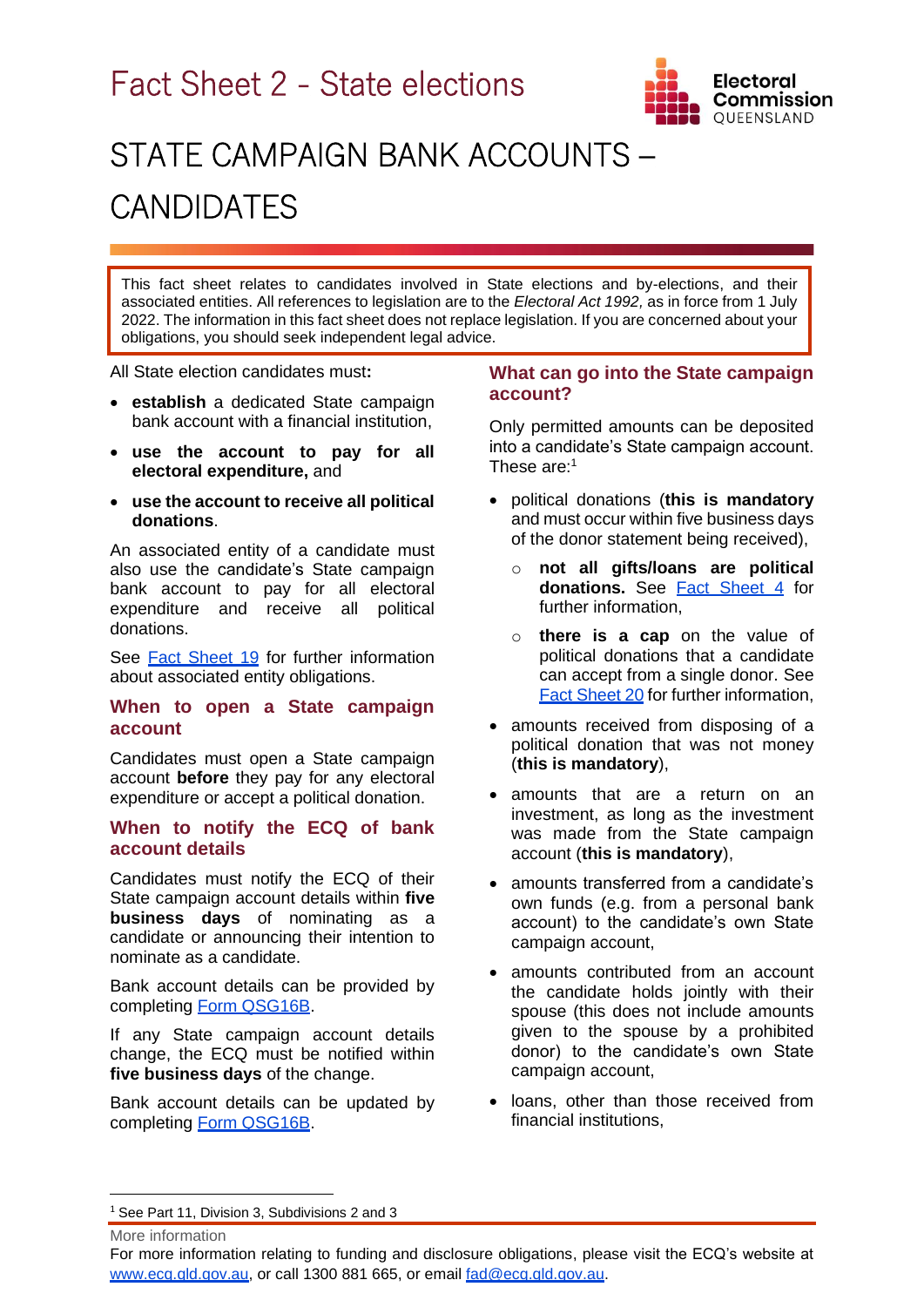# Fact Sheet 2 - State elections

# STATE CAMPAIGN BANK ACCOUNTS – CANDIDATES

This fact sheet relates to candidates involved in State elections and by-elections, and their associated entities. All references to legislation are to the *Electoral Act 1992,* as in force from 1 July 2022. The information in this fact sheet does not replace legislation. If you are concerned about your obligations, you should seek independent legal advice.

All State election candidates must**:**

- **establish** a dedicated State campaign bank account with a financial institution,
- **use the account to pay for all electoral expenditure,** and
- **use the account to receive all political donations**.

An associated entity of a candidate must also use the candidate's State campaign bank account to pay for all electoral expenditure and receive all political donations.

See [Fact Sheet 19](#) for further information about associated entity obligations.

## When to open a State campaign account

Candidates must open a State campaign account **before** they pay for any electoral expenditure or accept a political donation.

## When to notify the ECQ of bank account details

Candidates must notify the ECQ of their State campaign account details within **five business days** of nominating as a candidate or announcing their intention to nominate as a candidate.

Bank account details can be provided by completing [Form QSG16B](#).

If any State campaign account details change, the ECQ must be notified within **five business days** of the change.

Bank account details can be updated by completing [Form QSG16B](#).

## What can go into the State campaign account?

Only permitted amounts can be deposited into a candidate's State campaign account. These are:[1]

- political donations (**this is mandatory** and must occur within five business days of the donor statement being received),
  - **not all gifts/loans are political donations.** See [Fact Sheet 4](#) for further information,
  - **there is a cap** on the value of political donations that a candidate can accept from a single donor. See [Fact Sheet 20](#) for further information,
- amounts received from disposing of a political donation that was not money (**this is mandatory**),
- amounts that are a return on an investment, as long as the investment was made from the State campaign account (**this is mandatory**),
- amounts transferred from a candidate's own funds (e.g. from a personal bank account) to the candidate's own State campaign account,
- amounts contributed from an account the candidate holds jointly with their spouse (this does not include amounts given to the spouse by a prohibited donor) to the candidate's own State campaign account,
- loans, other than those received from financial institutions,

[1] See Part 11, Division 3, Subdivisions 2 and 3

More information

For more information relating to funding and disclosure obligations, please visit the ECQ's website at [www.ecq.qld.gov.au](http://www.ecq.qld.gov.au), or call 1300 881 665, or email [fad@ecq.qld.gov.au](mailto:fad@ecq.qld.gov.au).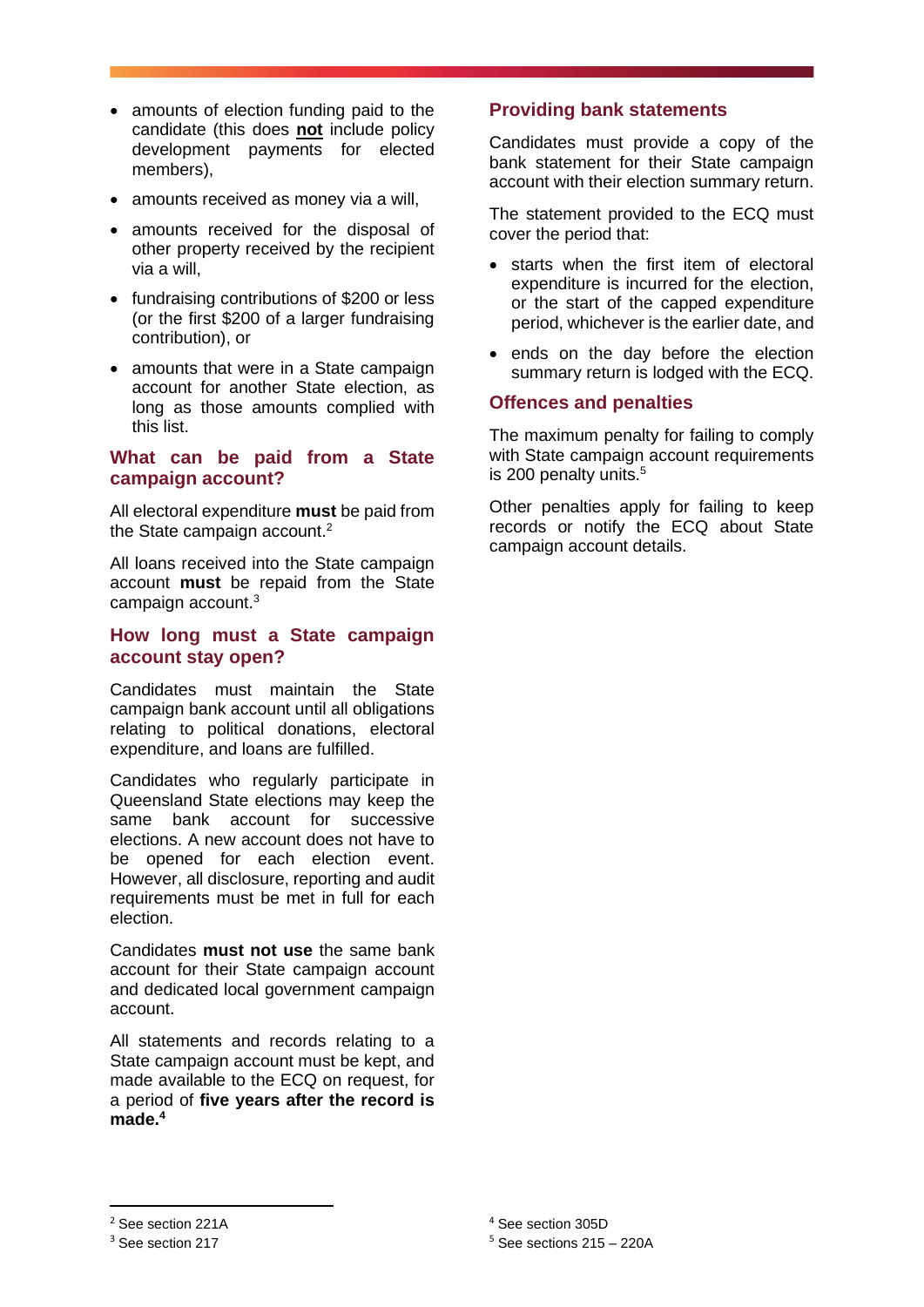- amounts of election funding paid to the candidate (this does **not** include policy development payments for elected members),
- amounts received as money via a will,
- amounts received for the disposal of other property received by the recipient via a will,
- fundraising contributions of $200 or less (or the first $200 of a larger fundraising contribution), or
- amounts that were in a State campaign account for another State election, as long as those amounts complied with this list.

## What can be paid from a State campaign account?

All electoral expenditure **must** be paid from the State campaign account.[2]

All loans received into the State campaign account **must** be repaid from the State campaign account.[3]

## How long must a State campaign account stay open?

Candidates must maintain the State campaign bank account until all obligations relating to political donations, electoral expenditure, and loans are fulfilled.

Candidates who regularly participate in Queensland State elections may keep the same bank account for successive elections. A new account does not have to be opened for each election event. However, all disclosure, reporting and audit requirements must be met in full for each election.

Candidates **must not use** the same bank account for their State campaign account and dedicated local government campaign account.

All statements and records relating to a State campaign account must be kept, and made available to the ECQ on request, for a period of **five years after the record is made.**[4]

## Providing bank statements

Candidates must provide a copy of the bank statement for their State campaign account with their election summary return.

The statement provided to the ECQ must cover the period that:

- starts when the first item of electoral expenditure is incurred for the election, or the start of the capped expenditure period, whichever is the earlier date, and
- ends on the day before the election summary return is lodged with the ECQ.

## Offences and penalties

The maximum penalty for failing to comply with State campaign account requirements is 200 penalty units.[5]

Other penalties apply for failing to keep records or notify the ECQ about State campaign account details.

---

[2] See section 221A

[3] See section 217

[4] See section 305D

[5] See sections 215 – 220A